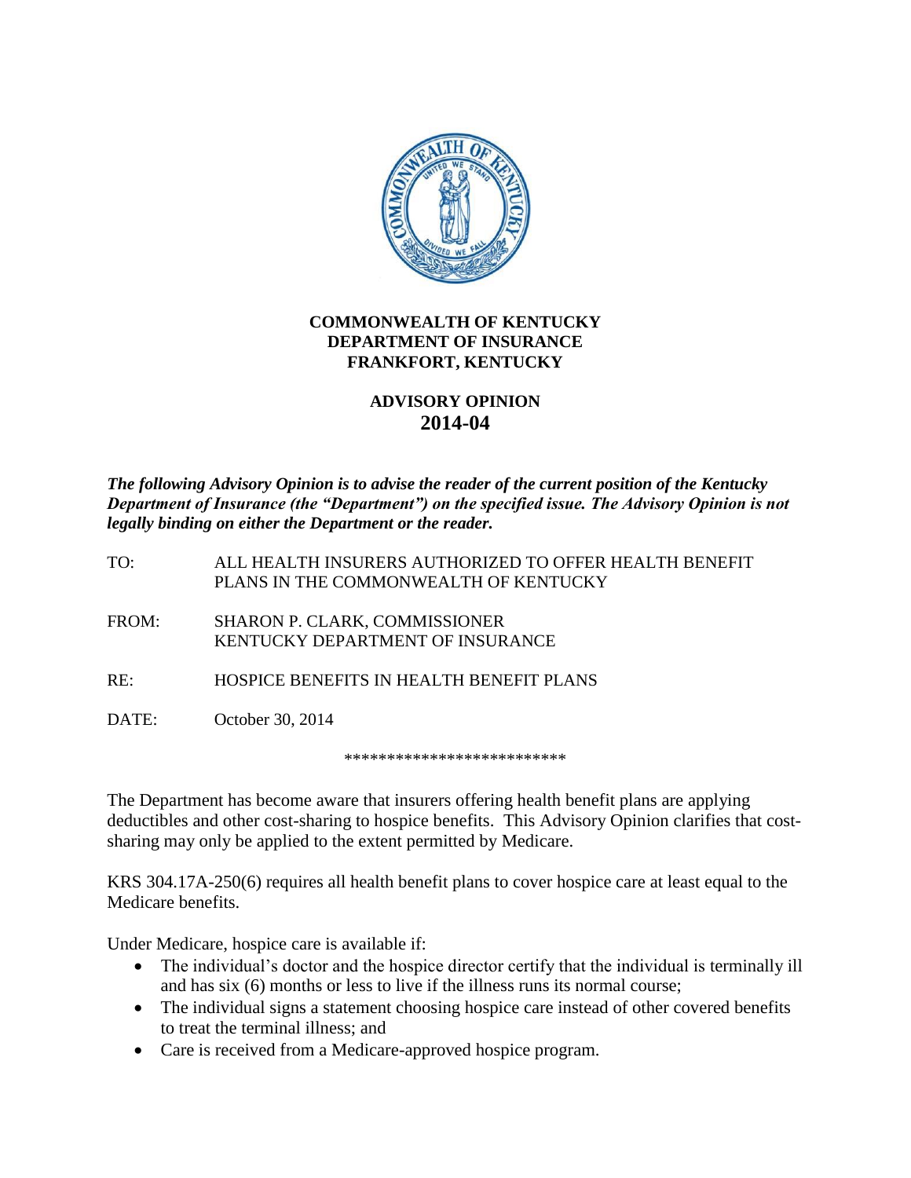**COMMONWEALTH OF KENTUCKY**
**DEPARTMENT OF INSURANCE**
**FRANKFORT, KENTUCKY**

# ADVISORY OPINION
# 2014-04

***The following Advisory Opinion is to advise the reader of the current position of the Kentucky Department of Insurance (the "Department") on the specified issue. The Advisory Opinion is not legally binding on either the Department or the reader.***

TO: ALL HEALTH INSURERS AUTHORIZED TO OFFER HEALTH BENEFIT PLANS IN THE COMMONWEALTH OF KENTUCKY

FROM: SHARON P. CLARK, COMMISSIONER
KENTUCKY DEPARTMENT OF INSURANCE

RE: HOSPICE BENEFITS IN HEALTH BENEFIT PLANS

DATE: October 30, 2014

**************************

The Department has become aware that insurers offering health benefit plans are applying deductibles and other cost-sharing to hospice benefits. This Advisory Opinion clarifies that cost-sharing may only be applied to the extent permitted by Medicare.

KRS 304.17A-250(6) requires all health benefit plans to cover hospice care at least equal to the Medicare benefits.

Under Medicare, hospice care is available if:

- The individual's doctor and the hospice director certify that the individual is terminally ill and has six (6) months or less to live if the illness runs its normal course;
- The individual signs a statement choosing hospice care instead of other covered benefits to treat the terminal illness; and
- Care is received from a Medicare-approved hospice program.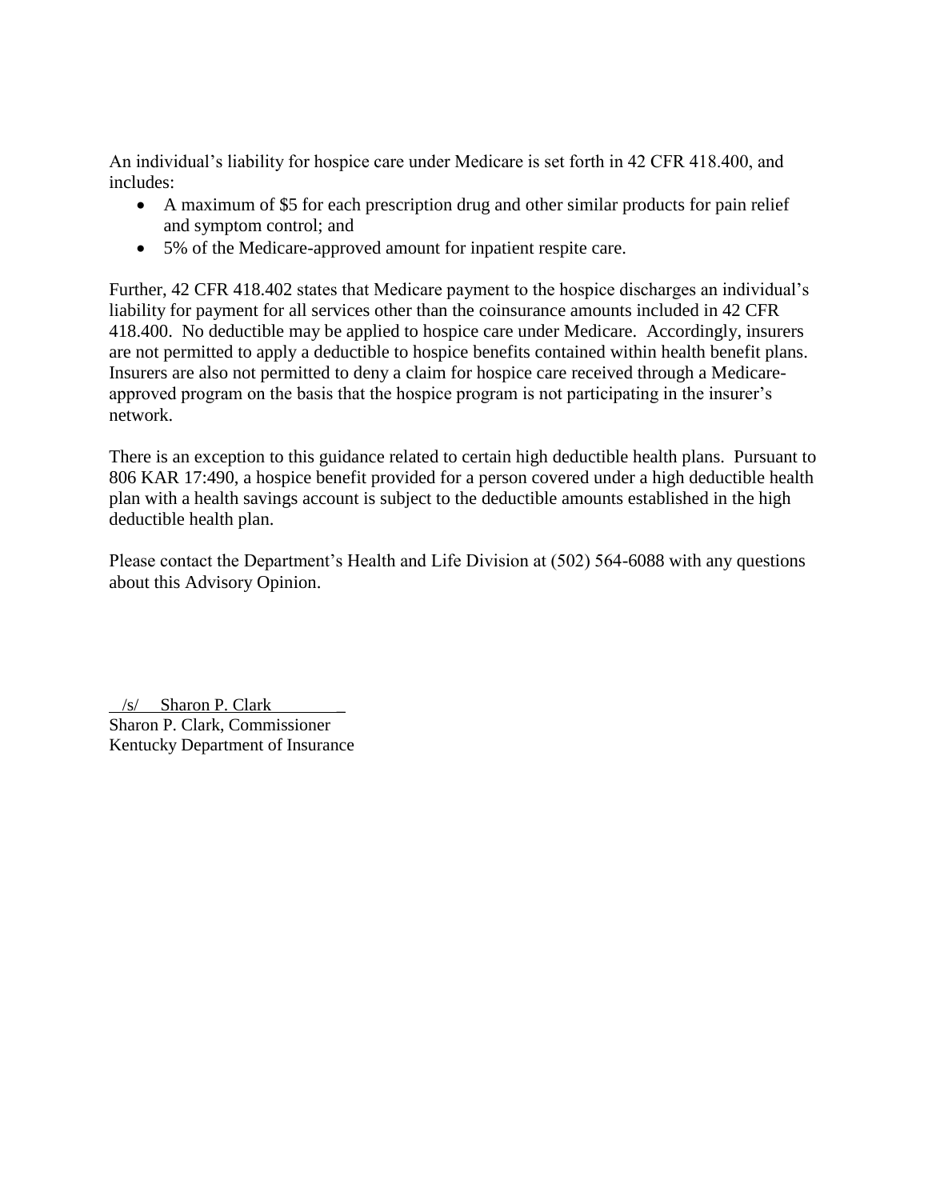An individual's liability for hospice care under Medicare is set forth in 42 CFR 418.400, and includes:

- A maximum of $5 for each prescription drug and other similar products for pain relief and symptom control; and
- 5% of the Medicare-approved amount for inpatient respite care.

Further, 42 CFR 418.402 states that Medicare payment to the hospice discharges an individual's liability for payment for all services other than the coinsurance amounts included in 42 CFR 418.400. No deductible may be applied to hospice care under Medicare. Accordingly, insurers are not permitted to apply a deductible to hospice benefits contained within health benefit plans. Insurers are also not permitted to deny a claim for hospice care received through a Medicare-approved program on the basis that the hospice program is not participating in the insurer's network.

There is an exception to this guidance related to certain high deductible health plans. Pursuant to 806 KAR 17:490, a hospice benefit provided for a person covered under a high deductible health plan with a health savings account is subject to the deductible amounts established in the high deductible health plan.

Please contact the Department's Health and Life Division at (502) 564-6088 with any questions about this Advisory Opinion.

/s/ Sharon P. Clark

Sharon P. Clark, Commissioner
Kentucky Department of Insurance